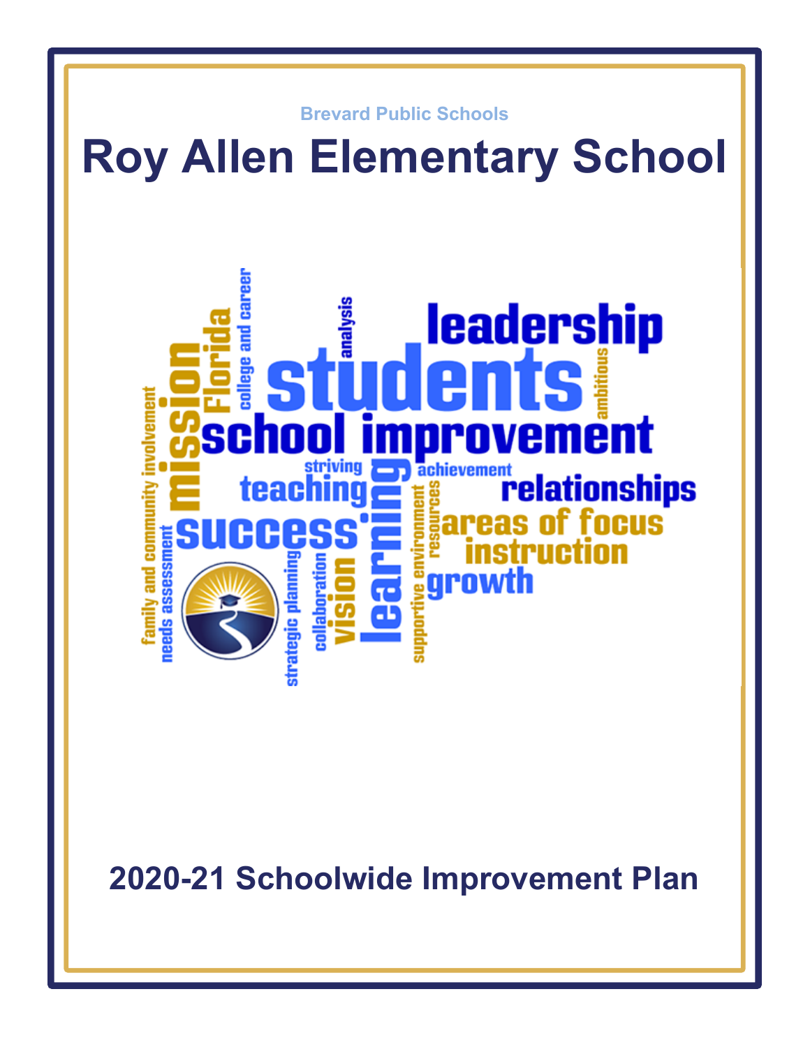Brevard Public Schools

# Roy Allen Elementary School

## 2020-21 Schoolwide Improvement Plan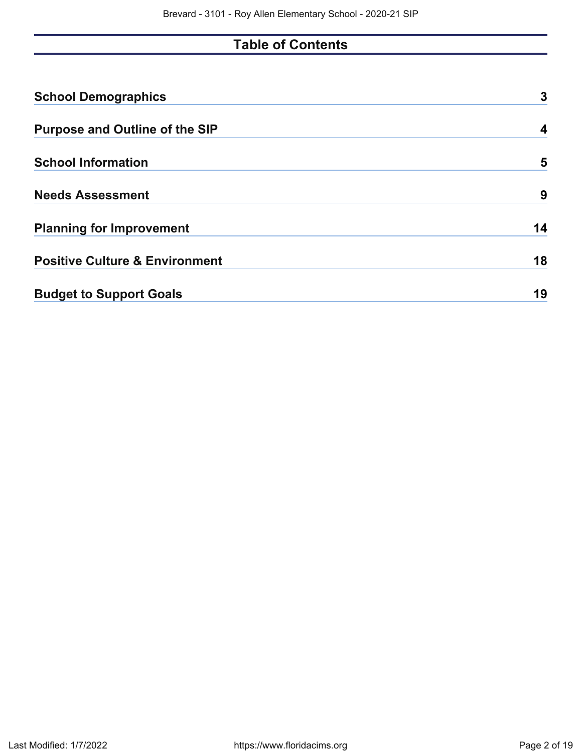# Table of Contents

| | |
|---|---|
| **School Demographics** | **3** |
| **Purpose and Outline of the SIP** | **4** |
| **School Information** | **5** |
| **Needs Assessment** | **9** |
| **Planning for Improvement** | **14** |
| **Positive Culture & Environment** | **18** |
| **Budget to Support Goals** | **19** |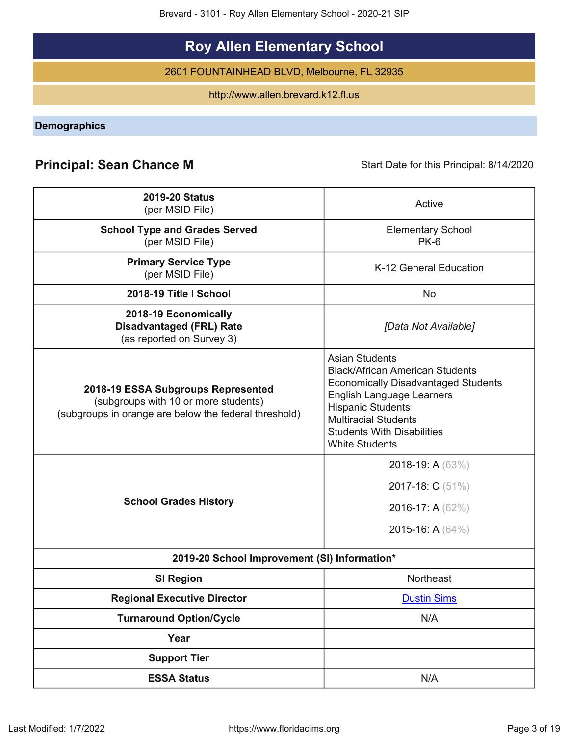# Roy Allen Elementary School

2601 FOUNTAINHEAD BLVD, Melbourne, FL 32935

http://www.allen.brevard.k12.fl.us

## Demographics

**Principal: Sean Chance M** Start Date for this Principal: 8/14/2020

| | |
|---|---|
| **2019-20 Status** (per MSID File) | Active |
| **School Type and Grades Served** (per MSID File) | Elementary School PK-6 |
| **Primary Service Type** (per MSID File) | K-12 General Education |
| **2018-19 Title I School** | No |
| **2018-19 Economically Disadvantaged (FRL) Rate** (as reported on Survey 3) | *[Data Not Available]* |
| **2018-19 ESSA Subgroups Represented** (subgroups with 10 or more students) (subgroups in orange are below the federal threshold) | Asian Students<br>Black/African American Students<br>Economically Disadvantaged Students<br>English Language Learners<br>Hispanic Students<br>Multiracial Students<br>Students With Disabilities<br>White Students |
| **School Grades History** | 2018-19: A (63%)<br>2017-18: C (51%)<br>2016-17: A (62%)<br>2015-16: A (64%) |
| **2019-20 School Improvement (SI) Information*** | |
| **SI Region** | Northeast |
| **Regional Executive Director** | Dustin Sims |
| **Turnaround Option/Cycle** | N/A |
| **Year** | |
| **Support Tier** | |
| **ESSA Status** | N/A |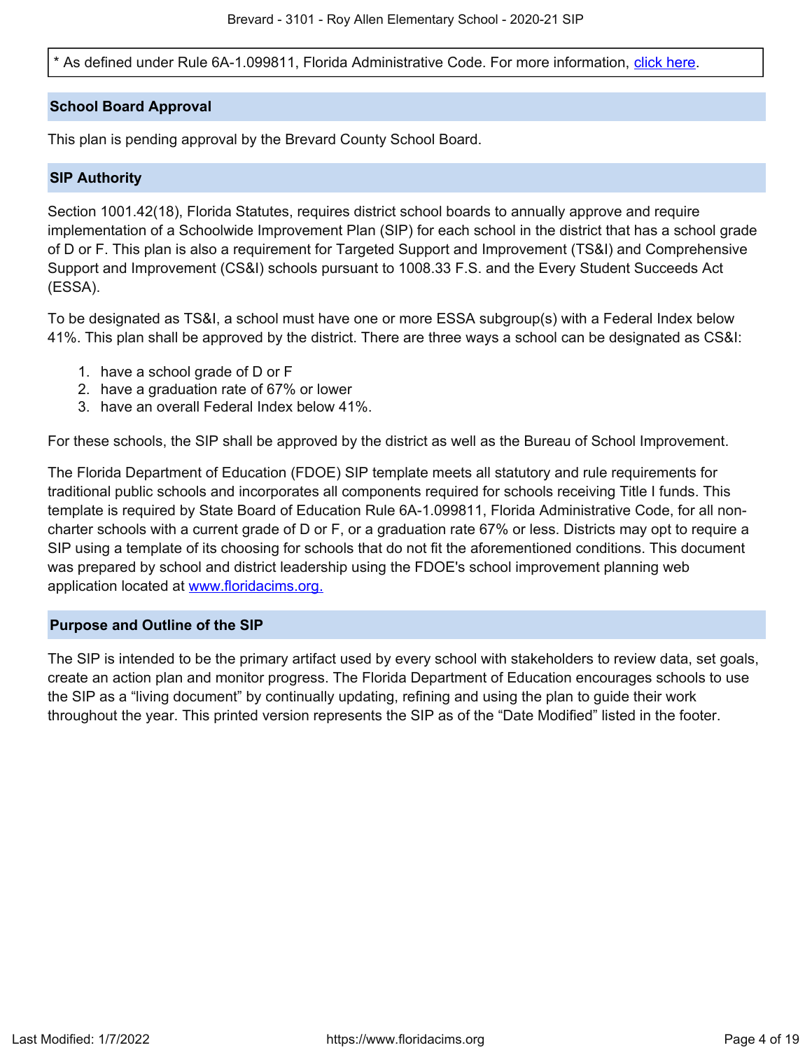* As defined under Rule 6A-1.099811, Florida Administrative Code. For more information, [click here](click here).

## School Board Approval

This plan is pending approval by the Brevard County School Board.

## SIP Authority

Section 1001.42(18), Florida Statutes, requires district school boards to annually approve and require implementation of a Schoolwide Improvement Plan (SIP) for each school in the district that has a school grade of D or F. This plan is also a requirement for Targeted Support and Improvement (TS&I) and Comprehensive Support and Improvement (CS&I) schools pursuant to 1008.33 F.S. and the Every Student Succeeds Act (ESSA).

To be designated as TS&I, a school must have one or more ESSA subgroup(s) with a Federal Index below 41%. This plan shall be approved by the district. There are three ways a school can be designated as CS&I:

1. have a school grade of D or F
2. have a graduation rate of 67% or lower
3. have an overall Federal Index below 41%.

For these schools, the SIP shall be approved by the district as well as the Bureau of School Improvement.

The Florida Department of Education (FDOE) SIP template meets all statutory and rule requirements for traditional public schools and incorporates all components required for schools receiving Title I funds. This template is required by State Board of Education Rule 6A-1.099811, Florida Administrative Code, for all non-charter schools with a current grade of D or F, or a graduation rate 67% or less. Districts may opt to require a SIP using a template of its choosing for schools that do not fit the aforementioned conditions. This document was prepared by school and district leadership using the FDOE's school improvement planning web application located at [www.floridacims.org.](https://www.floridacims.org)

## Purpose and Outline of the SIP

The SIP is intended to be the primary artifact used by every school with stakeholders to review data, set goals, create an action plan and monitor progress. The Florida Department of Education encourages schools to use the SIP as a “living document” by continually updating, refining and using the plan to guide their work throughout the year. This printed version represents the SIP as of the “Date Modified” listed in the footer.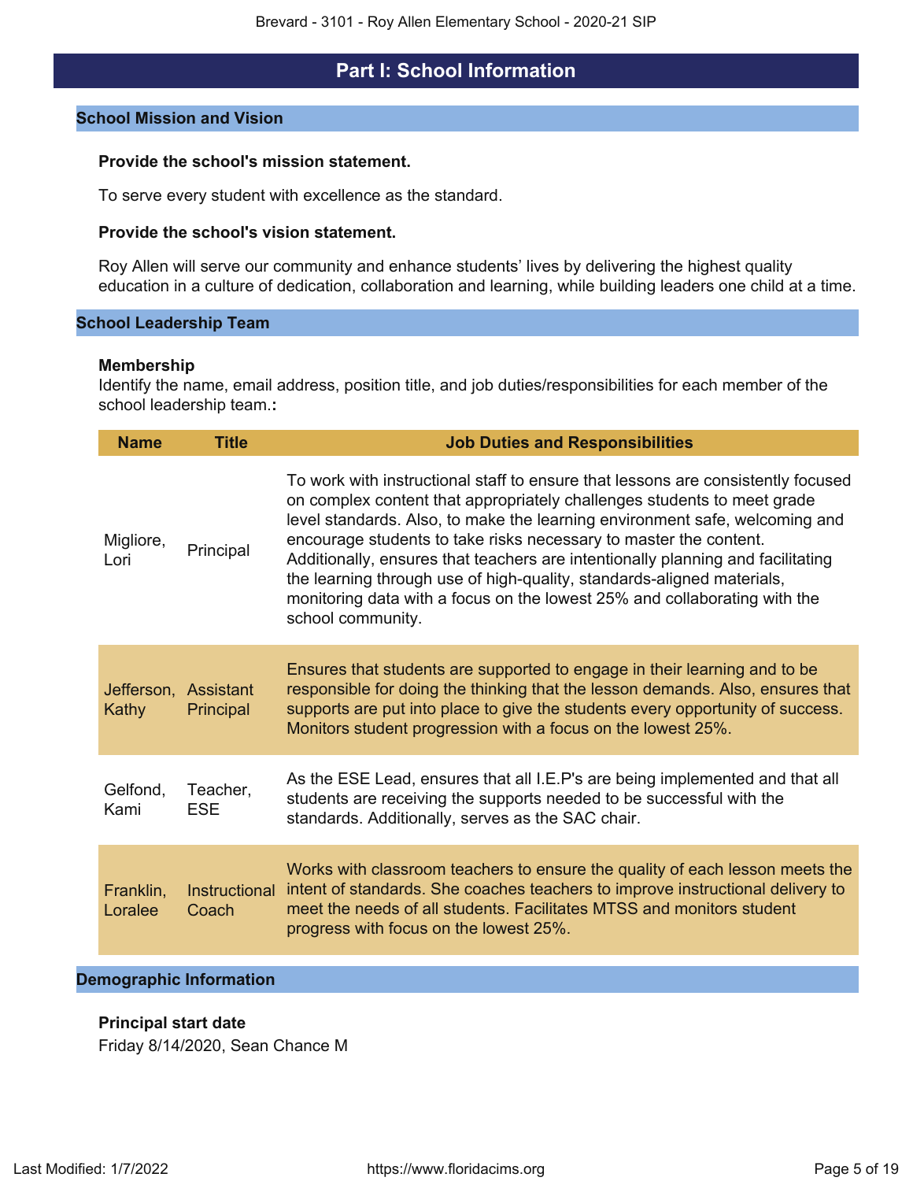# Part I: School Information

## School Mission and Vision

**Provide the school's mission statement.**

To serve every student with excellence as the standard.

**Provide the school's vision statement.**

Roy Allen will serve our community and enhance students' lives by delivering the highest quality education in a culture of dedication, collaboration and learning, while building leaders one child at a time.

## School Leadership Team

**Membership**

Identify the name, email address, position title, and job duties/responsibilities for each member of the school leadership team.**:**

| Name | Title | Job Duties and Responsibilities |
|---|---|---|
| Migliore, Lori | Principal | To work with instructional staff to ensure that lessons are consistently focused on complex content that appropriately challenges students to meet grade level standards. Also, to make the learning environment safe, welcoming and encourage students to take risks necessary to master the content. Additionally, ensures that teachers are intentionally planning and facilitating the learning through use of high-quality, standards-aligned materials, monitoring data with a focus on the lowest 25% and collaborating with the school community. |
| Jefferson, Kathy | Assistant Principal | Ensures that students are supported to engage in their learning and to be responsible for doing the thinking that the lesson demands. Also, ensures that supports are put into place to give the students every opportunity of success. Monitors student progression with a focus on the lowest 25%. |
| Gelfond, Kami | Teacher, ESE | As the ESE Lead, ensures that all I.E.P's are being implemented and that all students are receiving the supports needed to be successful with the standards. Additionally, serves as the SAC chair. |
| Franklin, Loralee | Instructional Coach | Works with classroom teachers to ensure the quality of each lesson meets the intent of standards. She coaches teachers to improve instructional delivery to meet the needs of all students. Facilitates MTSS and monitors student progress with focus on the lowest 25%. |

## Demographic Information

**Principal start date**

Friday 8/14/2020, Sean Chance M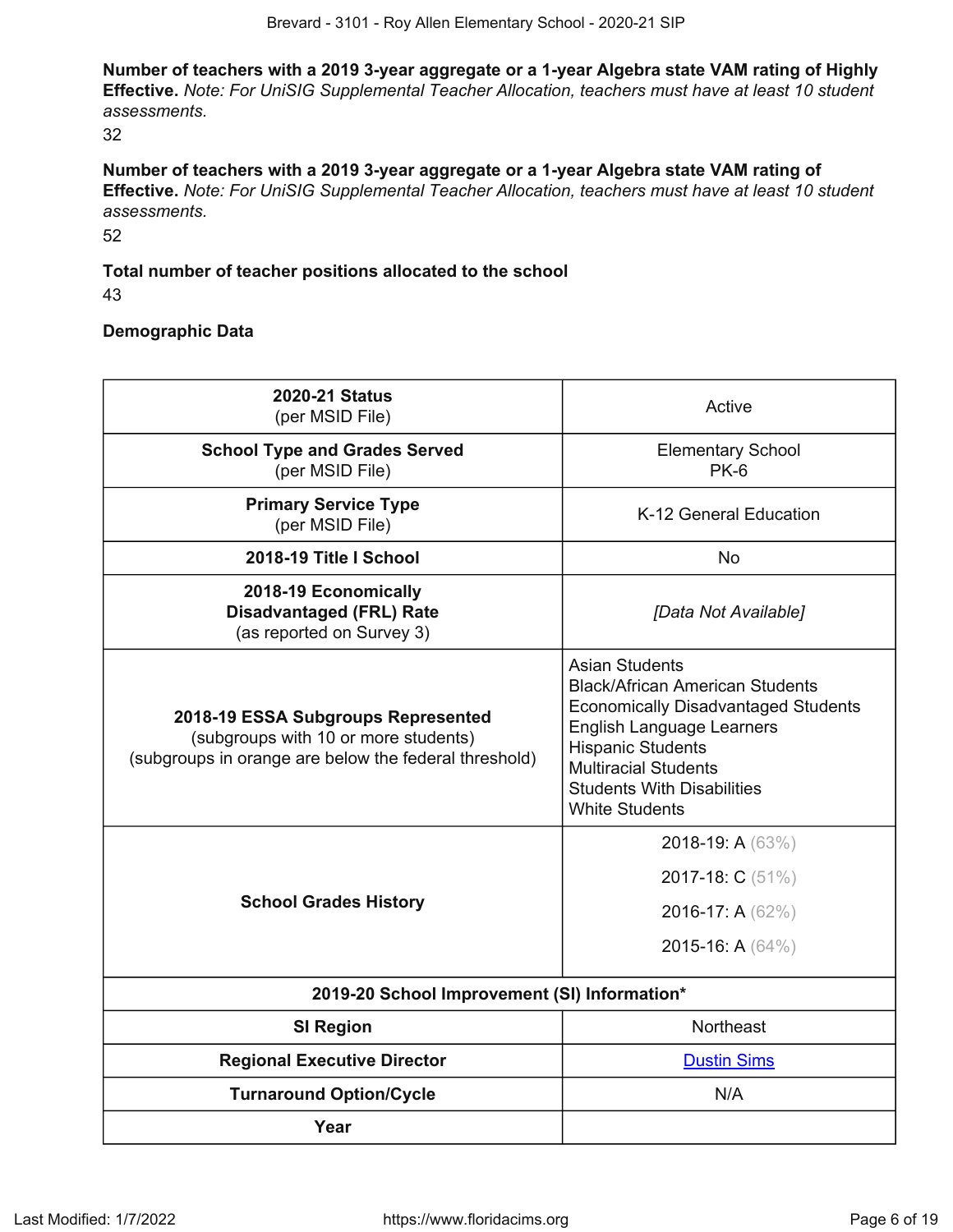**Number of teachers with a 2019 3-year aggregate or a 1-year Algebra state VAM rating of Highly Effective.** *Note: For UniSIG Supplemental Teacher Allocation, teachers must have at least 10 student assessments.*

32

**Number of teachers with a 2019 3-year aggregate or a 1-year Algebra state VAM rating of Effective.** *Note: For UniSIG Supplemental Teacher Allocation, teachers must have at least 10 student assessments.*

52

**Total number of teacher positions allocated to the school**

43

**Demographic Data**

| | |
|---|---|
| **2020-21 Status** (per MSID File) | Active |
| **School Type and Grades Served** (per MSID File) | Elementary School PK-6 |
| **Primary Service Type** (per MSID File) | K-12 General Education |
| **2018-19 Title I School** | No |
| **2018-19 Economically Disadvantaged (FRL) Rate** (as reported on Survey 3) | *[Data Not Available]* |
| **2018-19 ESSA Subgroups Represented** (subgroups with 10 or more students) (subgroups in orange are below the federal threshold) | Asian Students<br>Black/African American Students<br>Economically Disadvantaged Students<br>English Language Learners<br>Hispanic Students<br>Multiracial Students<br>Students With Disabilities<br>White Students |
| **School Grades History** | 2018-19: A (63%)<br>2017-18: C (51%)<br>2016-17: A (62%)<br>2015-16: A (64%) |
| **2019-20 School Improvement (SI) Information*** | |
| **SI Region** | Northeast |
| **Regional Executive Director** | Dustin Sims |
| **Turnaround Option/Cycle** | N/A |
| **Year** | |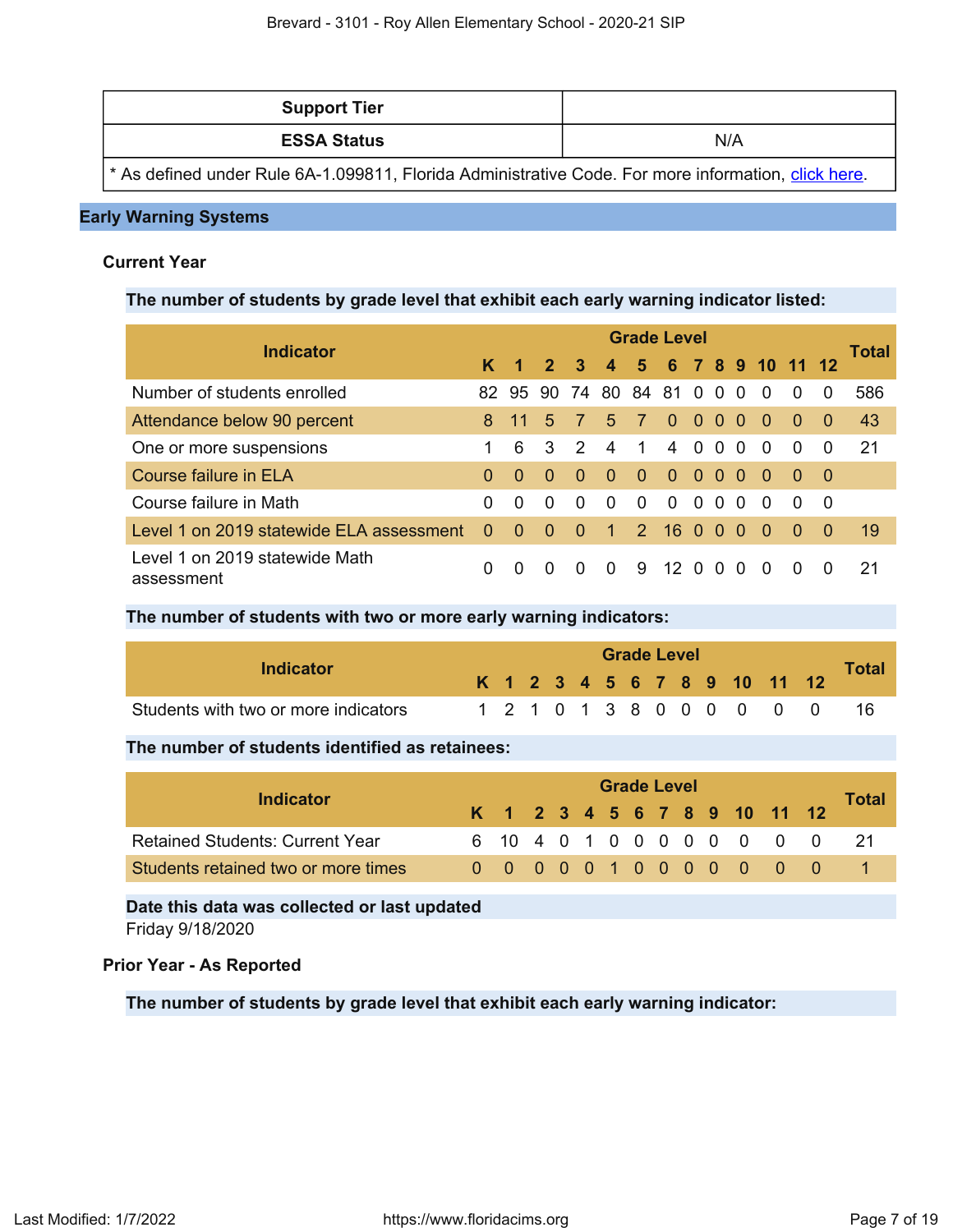| Support Tier | |
|---|---|
| ESSA Status | N/A |
| * As defined under Rule 6A-1.099811, Florida Administrative Code. For more information, [click here](). | |

## Early Warning Systems

### Current Year

**The number of students by grade level that exhibit each early warning indicator listed:**

| Indicator | Grade Level | | | | | | | | | | | | | Total |
|---|---|---|---|---|---|---|---|---|---|---|---|---|---|---|
| | K | 1 | 2 | 3 | 4 | 5 | 6 | 7 | 8 | 9 | 10 | 11 | 12 | |
| Number of students enrolled | 82 | 95 | 90 | 74 | 80 | 84 | 81 | 0 | 0 | 0 | 0 | 0 | 0 | 586 |
| Attendance below 90 percent | 8 | 11 | 5 | 7 | 5 | 7 | 0 | 0 | 0 | 0 | 0 | 0 | 0 | 43 |
| One or more suspensions | 1 | 6 | 3 | 2 | 4 | 1 | 4 | 0 | 0 | 0 | 0 | 0 | 0 | 21 |
| Course failure in ELA | 0 | 0 | 0 | 0 | 0 | 0 | 0 | 0 | 0 | 0 | 0 | 0 | 0 | |
| Course failure in Math | 0 | 0 | 0 | 0 | 0 | 0 | 0 | 0 | 0 | 0 | 0 | 0 | 0 | |
| Level 1 on 2019 statewide ELA assessment | 0 | 0 | 0 | 0 | 1 | 2 | 16 | 0 | 0 | 0 | 0 | 0 | 0 | 19 |
| Level 1 on 2019 statewide Math assessment | 0 | 0 | 0 | 0 | 0 | 9 | 12 | 0 | 0 | 0 | 0 | 0 | 0 | 21 |

**The number of students with two or more early warning indicators:**

| Indicator | Grade Level | | | | | | | | | | | | | Total |
|---|---|---|---|---|---|---|---|---|---|---|---|---|---|---|
| | K | 1 | 2 | 3 | 4 | 5 | 6 | 7 | 8 | 9 | 10 | 11 | 12 | |
| Students with two or more indicators | 1 | 2 | 1 | 0 | 1 | 3 | 8 | 0 | 0 | 0 | 0 | 0 | 0 | 16 |

**The number of students identified as retainees:**

| Indicator | Grade Level | | | | | | | | | | | | | Total |
|---|---|---|---|---|---|---|---|---|---|---|---|---|---|---|
| | K | 1 | 2 | 3 | 4 | 5 | 6 | 7 | 8 | 9 | 10 | 11 | 12 | |
| Retained Students: Current Year | 6 | 10 | 4 | 0 | 1 | 0 | 0 | 0 | 0 | 0 | 0 | 0 | 0 | 21 |
| Students retained two or more times | 0 | 0 | 0 | 0 | 0 | 1 | 0 | 0 | 0 | 0 | 0 | 0 | 0 | 1 |

**Date this data was collected or last updated**

Friday 9/18/2020

### Prior Year - As Reported

**The number of students by grade level that exhibit each early warning indicator:**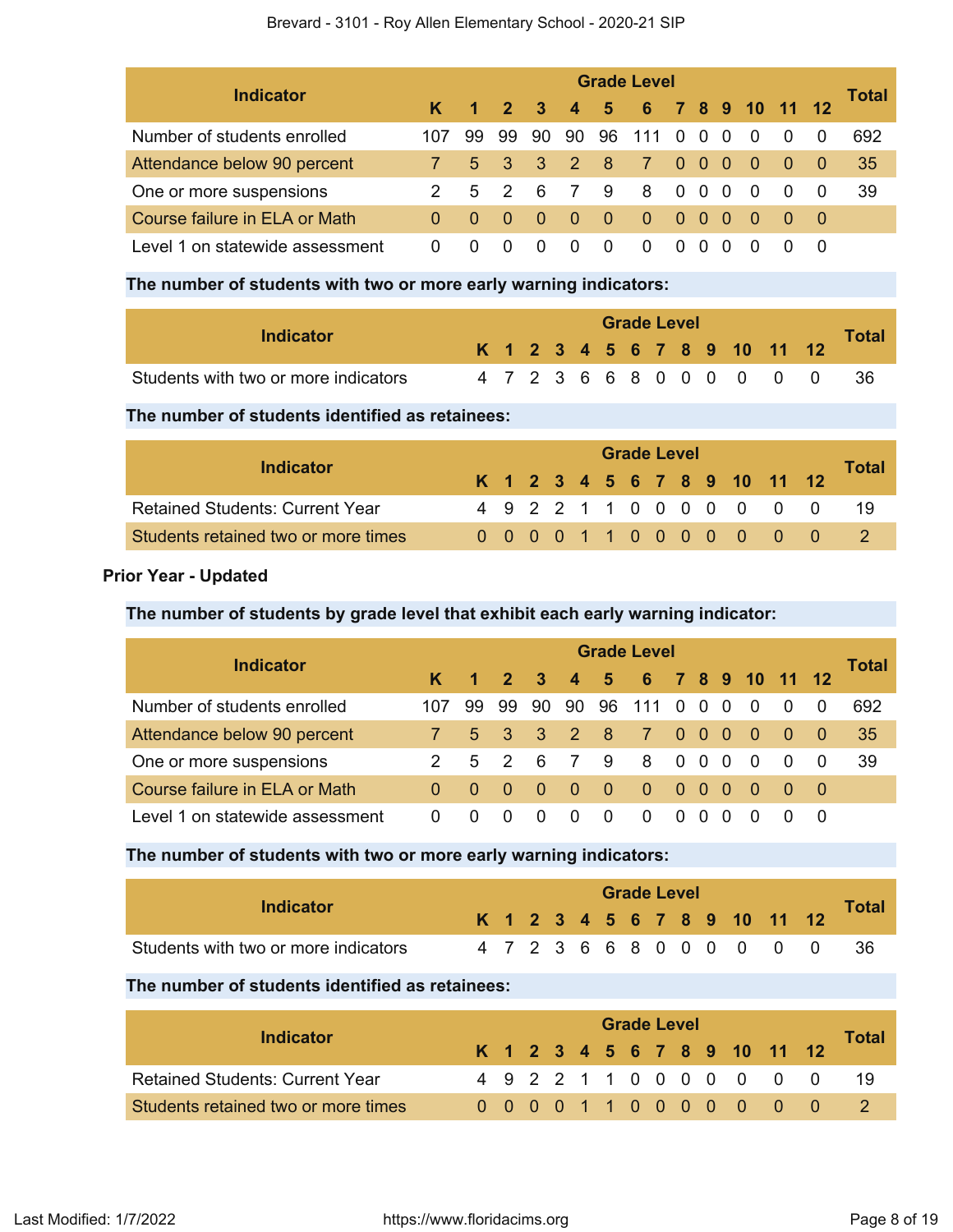| Indicator | Grade Level | | | | | | | | | | | | | Total |
|---|---|---|---|---|---|---|---|---|---|---|---|---|---|---|
| | K | 1 | 2 | 3 | 4 | 5 | 6 | 7 | 8 | 9 | 10 | 11 | 12 | |
| Number of students enrolled | 107 | 99 | 99 | 90 | 90 | 96 | 111 | 0 | 0 | 0 | 0 | 0 | 0 | 692 |
| Attendance below 90 percent | 7 | 5 | 3 | 3 | 2 | 8 | 7 | 0 | 0 | 0 | 0 | 0 | 0 | 35 |
| One or more suspensions | 2 | 5 | 2 | 6 | 7 | 9 | 8 | 0 | 0 | 0 | 0 | 0 | 0 | 39 |
| Course failure in ELA or Math | 0 | 0 | 0 | 0 | 0 | 0 | 0 | 0 | 0 | 0 | 0 | 0 | 0 | |
| Level 1 on statewide assessment | 0 | 0 | 0 | 0 | 0 | 0 | 0 | 0 | 0 | 0 | 0 | 0 | 0 | |

**The number of students with two or more early warning indicators:**

| Indicator | Grade Level | | | | | | | | | | | | | Total |
|---|---|---|---|---|---|---|---|---|---|---|---|---|---|---|
| | K | 1 | 2 | 3 | 4 | 5 | 6 | 7 | 8 | 9 | 10 | 11 | 12 | |
| Students with two or more indicators | 4 | 7 | 2 | 3 | 6 | 6 | 8 | 0 | 0 | 0 | 0 | 0 | 0 | 36 |

**The number of students identified as retainees:**

| Indicator | Grade Level | | | | | | | | | | | | | Total |
|---|---|---|---|---|---|---|---|---|---|---|---|---|---|---|
| | K | 1 | 2 | 3 | 4 | 5 | 6 | 7 | 8 | 9 | 10 | 11 | 12 | |
| Retained Students: Current Year | 4 | 9 | 2 | 2 | 1 | 1 | 0 | 0 | 0 | 0 | 0 | 0 | 0 | 19 |
| Students retained two or more times | 0 | 0 | 0 | 0 | 1 | 1 | 0 | 0 | 0 | 0 | 0 | 0 | 0 | 2 |

**Prior Year - Updated**

**The number of students by grade level that exhibit each early warning indicator:**

| Indicator | Grade Level | | | | | | | | | | | | | Total |
|---|---|---|---|---|---|---|---|---|---|---|---|---|---|---|
| | K | 1 | 2 | 3 | 4 | 5 | 6 | 7 | 8 | 9 | 10 | 11 | 12 | |
| Number of students enrolled | 107 | 99 | 99 | 90 | 90 | 96 | 111 | 0 | 0 | 0 | 0 | 0 | 0 | 692 |
| Attendance below 90 percent | 7 | 5 | 3 | 3 | 2 | 8 | 7 | 0 | 0 | 0 | 0 | 0 | 0 | 35 |
| One or more suspensions | 2 | 5 | 2 | 6 | 7 | 9 | 8 | 0 | 0 | 0 | 0 | 0 | 0 | 39 |
| Course failure in ELA or Math | 0 | 0 | 0 | 0 | 0 | 0 | 0 | 0 | 0 | 0 | 0 | 0 | 0 | |
| Level 1 on statewide assessment | 0 | 0 | 0 | 0 | 0 | 0 | 0 | 0 | 0 | 0 | 0 | 0 | 0 | |

**The number of students with two or more early warning indicators:**

| Indicator | Grade Level | | | | | | | | | | | | | Total |
|---|---|---|---|---|---|---|---|---|---|---|---|---|---|---|
| | K | 1 | 2 | 3 | 4 | 5 | 6 | 7 | 8 | 9 | 10 | 11 | 12 | |
| Students with two or more indicators | 4 | 7 | 2 | 3 | 6 | 6 | 8 | 0 | 0 | 0 | 0 | 0 | 0 | 36 |

**The number of students identified as retainees:**

| Indicator | Grade Level | | | | | | | | | | | | | Total |
|---|---|---|---|---|---|---|---|---|---|---|---|---|---|---|
| | K | 1 | 2 | 3 | 4 | 5 | 6 | 7 | 8 | 9 | 10 | 11 | 12 | |
| Retained Students: Current Year | 4 | 9 | 2 | 2 | 1 | 1 | 0 | 0 | 0 | 0 | 0 | 0 | 0 | 19 |
| Students retained two or more times | 0 | 0 | 0 | 0 | 1 | 1 | 0 | 0 | 0 | 0 | 0 | 0 | 0 | 2 |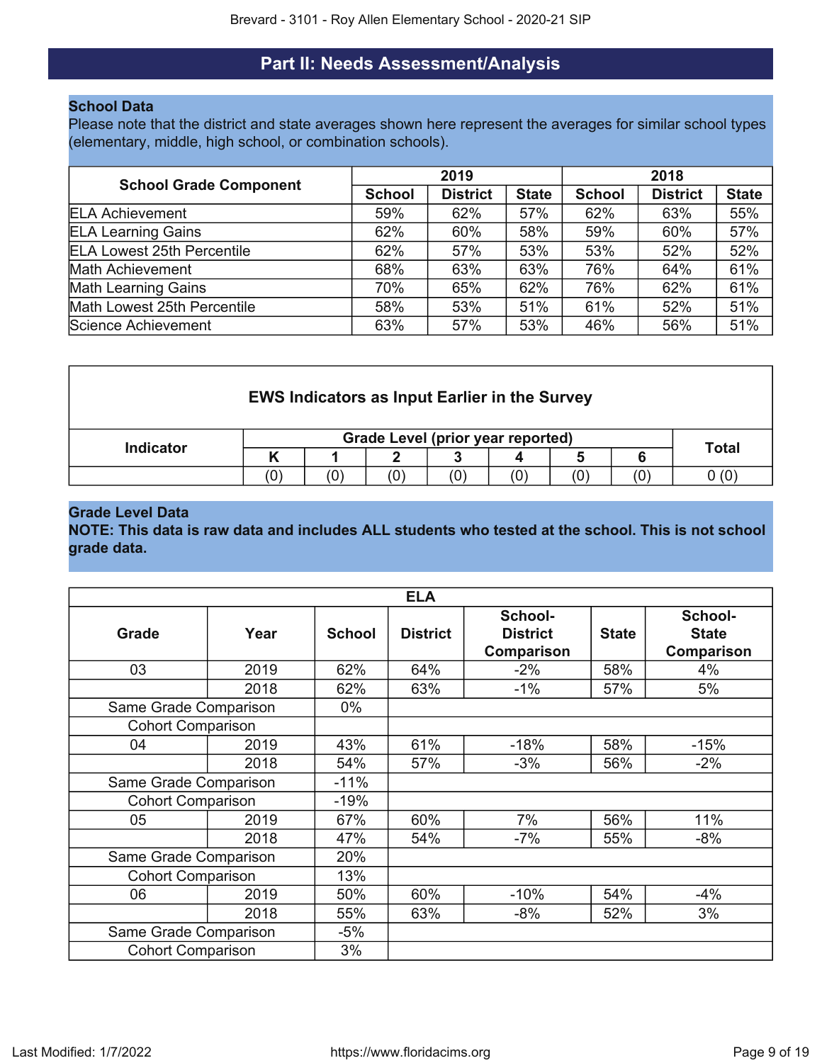## Part II: Needs Assessment/Analysis

### School Data

Please note that the district and state averages shown here represent the averages for similar school types (elementary, middle, high school, or combination schools).

| School Grade Component | 2019 | | | 2018 | | |
|---|---|---|---|---|---|---|
| | School | District | State | School | District | State |
| ELA Achievement | 59% | 62% | 57% | 62% | 63% | 55% |
| ELA Learning Gains | 62% | 60% | 58% | 59% | 60% | 57% |
| ELA Lowest 25th Percentile | 62% | 57% | 53% | 53% | 52% | 52% |
| Math Achievement | 68% | 63% | 63% | 76% | 64% | 61% |
| Math Learning Gains | 70% | 65% | 62% | 76% | 62% | 61% |
| Math Lowest 25th Percentile | 58% | 53% | 51% | 61% | 52% | 51% |
| Science Achievement | 63% | 57% | 53% | 46% | 56% | 51% |

**EWS Indicators as Input Earlier in the Survey**

| Indicator | Grade Level (prior year reported) | | | | | | | Total |
|---|---|---|---|---|---|---|---|---|
| | K | 1 | 2 | 3 | 4 | 5 | 6 | |
| | (0) | (0) | (0) | (0) | (0) | (0) | (0) | 0 (0) |

### Grade Level Data

**NOTE: This data is raw data and includes ALL students who tested at the school. This is not school grade data.**

| ELA | | | | | | |
|---|---|---|---|---|---|---|
| **Grade** | **Year** | **School** | **District** | **School-District Comparison** | **State** | **School-State Comparison** |
| 03 | 2019 | 62% | 64% | -2% | 58% | 4% |
| | 2018 | 62% | 63% | -1% | 57% | 5% |
| Same Grade Comparison | | 0% | | | | |
| Cohort Comparison | | | | | | |
| 04 | 2019 | 43% | 61% | -18% | 58% | -15% |
| | 2018 | 54% | 57% | -3% | 56% | -2% |
| Same Grade Comparison | | -11% | | | | |
| Cohort Comparison | | -19% | | | | |
| 05 | 2019 | 67% | 60% | 7% | 56% | 11% |
| | 2018 | 47% | 54% | -7% | 55% | -8% |
| Same Grade Comparison | | 20% | | | | |
| Cohort Comparison | | 13% | | | | |
| 06 | 2019 | 50% | 60% | -10% | 54% | -4% |
| | 2018 | 55% | 63% | -8% | 52% | 3% |
| Same Grade Comparison | | -5% | | | | |
| Cohort Comparison | | 3% | | | | |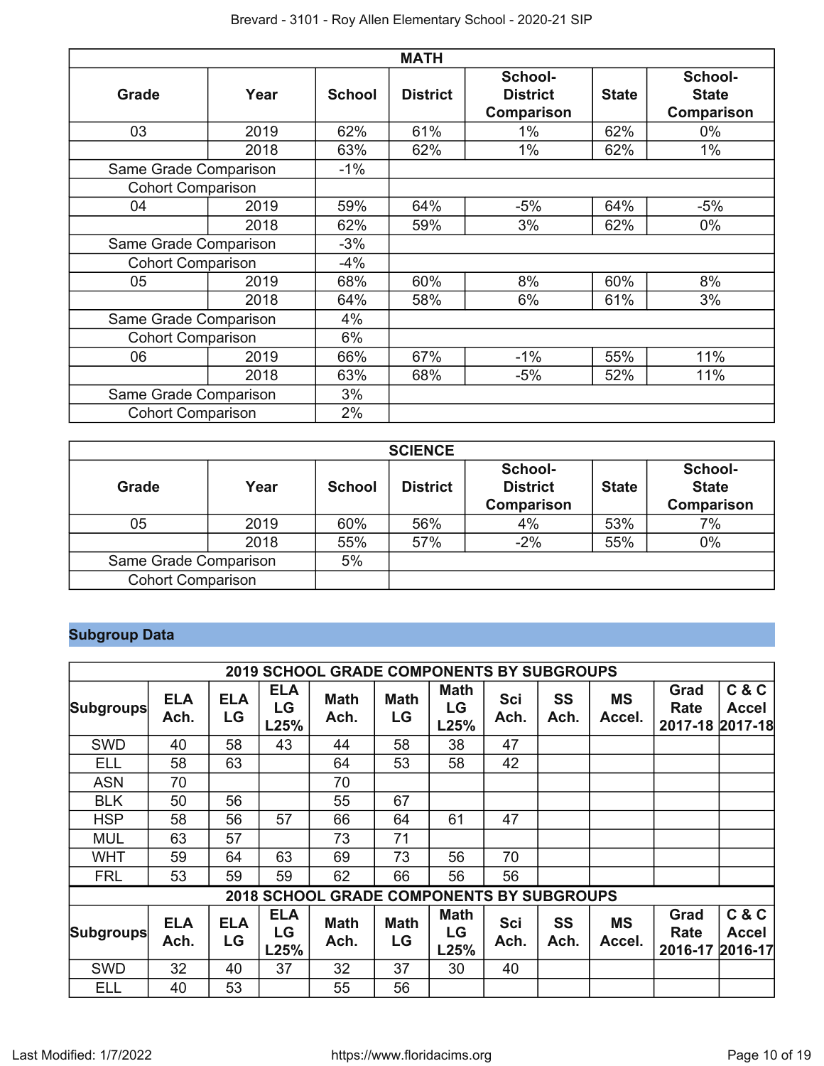| MATH | | | | | | |
|---|---|---|---|---|---|---|
| Grade | Year | School | District | School-District Comparison | State | School-State Comparison |
| 03 | 2019 | 62% | 61% | 1% | 62% | 0% |
| | 2018 | 63% | 62% | 1% | 62% | 1% |
| Same Grade Comparison | | -1% | | | | |
| Cohort Comparison | | | | | | |
| 04 | 2019 | 59% | 64% | -5% | 64% | -5% |
| | 2018 | 62% | 59% | 3% | 62% | 0% |
| Same Grade Comparison | | -3% | | | | |
| Cohort Comparison | | -4% | | | | |
| 05 | 2019 | 68% | 60% | 8% | 60% | 8% |
| | 2018 | 64% | 58% | 6% | 61% | 3% |
| Same Grade Comparison | | 4% | | | | |
| Cohort Comparison | | 6% | | | | |
| 06 | 2019 | 66% | 67% | -1% | 55% | 11% |
| | 2018 | 63% | 68% | -5% | 52% | 11% |
| Same Grade Comparison | | 3% | | | | |
| Cohort Comparison | | 2% | | | | |

| SCIENCE | | | | | | |
|---|---|---|---|---|---|---|
| Grade | Year | School | District | School-District Comparison | State | School-State Comparison |
| 05 | 2019 | 60% | 56% | 4% | 53% | 7% |
| | 2018 | 55% | 57% | -2% | 55% | 0% |
| Same Grade Comparison | | 5% | | | | |
| Cohort Comparison | | | | | | |

## Subgroup Data

| 2019 SCHOOL GRADE COMPONENTS BY SUBGROUPS | | | | | | | | | | | |
|---|---|---|---|---|---|---|---|---|---|---|---|
| Subgroups | ELA Ach. | ELA LG | ELA LG L25% | Math Ach. | Math LG | Math LG L25% | Sci Ach. | SS Ach. | MS Accel. | Grad Rate 2017-18 | C & C Accel 2017-18 |
| SWD | 40 | 58 | 43 | 44 | 58 | 38 | 47 | | | | |
| ELL | 58 | 63 | | 64 | 53 | 58 | 42 | | | | |
| ASN | 70 | | | 70 | | | | | | | |
| BLK | 50 | 56 | | 55 | 67 | | | | | | |
| HSP | 58 | 56 | 57 | 66 | 64 | 61 | 47 | | | | |
| MUL | 63 | 57 | | 73 | 71 | | | | | | |
| WHT | 59 | 64 | 63 | 69 | 73 | 56 | 70 | | | | |
| FRL | 53 | 59 | 59 | 62 | 66 | 56 | 56 | | | | |
| **2018 SCHOOL GRADE COMPONENTS BY SUBGROUPS** | | | | | | | | | | | |
| Subgroups | ELA Ach. | ELA LG | ELA LG L25% | Math Ach. | Math LG | Math LG L25% | Sci Ach. | SS Ach. | MS Accel. | Grad Rate 2016-17 | C & C Accel 2016-17 |
| SWD | 32 | 40 | 37 | 32 | 37 | 30 | 40 | | | | |
| ELL | 40 | 53 | | 55 | 56 | | | | | | |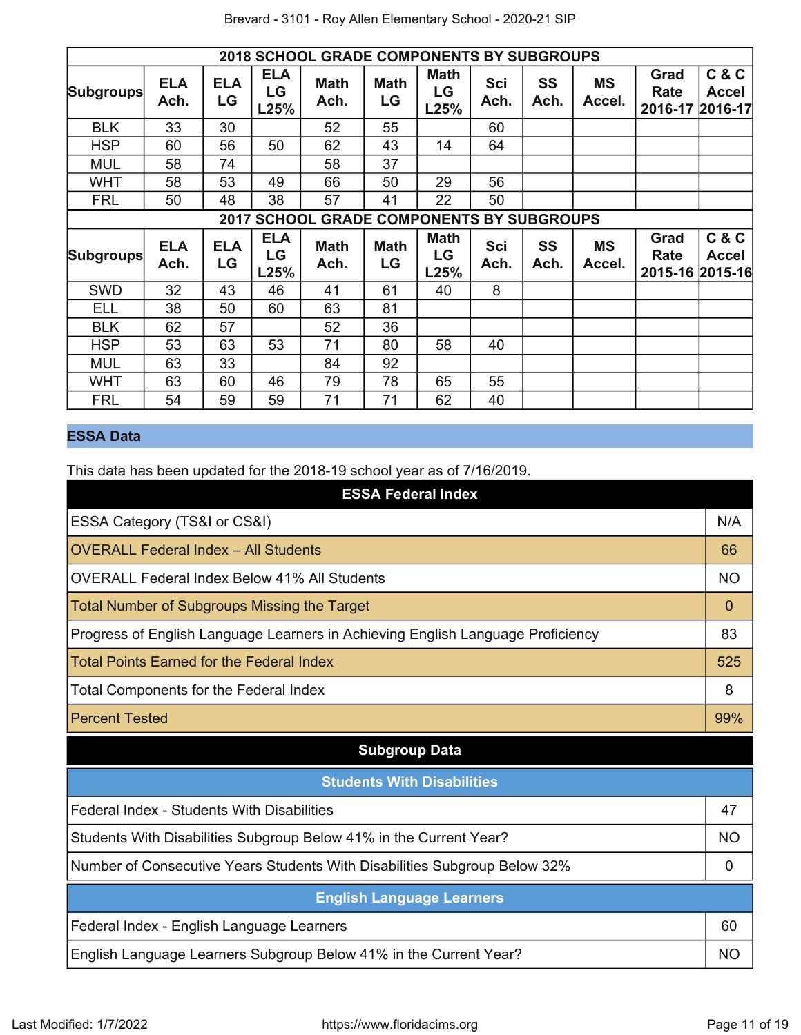| 2018 SCHOOL GRADE COMPONENTS BY SUBGROUPS | | | | | | | | | | | |
|---|---|---|---|---|---|---|---|---|---|---|---|
| Subgroups | ELA Ach. | ELA LG | ELA LG L25% | Math Ach. | Math LG | Math LG L25% | Sci Ach. | SS Ach. | MS Accel. | Grad Rate 2016-17 | C & C Accel 2016-17 |
| BLK | 33 | 30 | | 52 | 55 | | 60 | | | | |
| HSP | 60 | 56 | 50 | 62 | 43 | 14 | 64 | | | | |
| MUL | 58 | 74 | | 58 | 37 | | | | | | |
| WHT | 58 | 53 | 49 | 66 | 50 | 29 | 56 | | | | |
| FRL | 50 | 48 | 38 | 57 | 41 | 22 | 50 | | | | |

| 2017 SCHOOL GRADE COMPONENTS BY SUBGROUPS | | | | | | | | | | | |
|---|---|---|---|---|---|---|---|---|---|---|---|
| Subgroups | ELA Ach. | ELA LG | ELA LG L25% | Math Ach. | Math LG | Math LG L25% | Sci Ach. | SS Ach. | MS Accel. | Grad Rate 2015-16 | C & C Accel 2015-16 |
| SWD | 32 | 43 | 46 | 41 | 61 | 40 | 8 | | | | |
| ELL | 38 | 50 | 60 | 63 | 81 | | | | | | |
| BLK | 62 | 57 | | 52 | 36 | | | | | | |
| HSP | 53 | 63 | 53 | 71 | 80 | 58 | 40 | | | | |
| MUL | 63 | 33 | | 84 | 92 | | | | | | |
| WHT | 63 | 60 | 46 | 79 | 78 | 65 | 55 | | | | |
| FRL | 54 | 59 | 59 | 71 | 71 | 62 | 40 | | | | |

## ESSA Data

This data has been updated for the 2018-19 school year as of 7/16/2019.

| ESSA Federal Index | |
|---|---|
| ESSA Category (TS&I or CS&I) | N/A |
| OVERALL Federal Index – All Students | 66 |
| OVERALL Federal Index Below 41% All Students | NO |
| Total Number of Subgroups Missing the Target | 0 |
| Progress of English Language Learners in Achieving English Language Proficiency | 83 |
| Total Points Earned for the Federal Index | 525 |
| Total Components for the Federal Index | 8 |
| Percent Tested | 99% |

### Subgroup Data

| Students With Disabilities | |
|---|---|
| Federal Index - Students With Disabilities | 47 |
| Students With Disabilities Subgroup Below 41% in the Current Year? | NO |
| Number of Consecutive Years Students With Disabilities Subgroup Below 32% | 0 |

| English Language Learners | |
|---|---|
| Federal Index - English Language Learners | 60 |
| English Language Learners Subgroup Below 41% in the Current Year? | NO |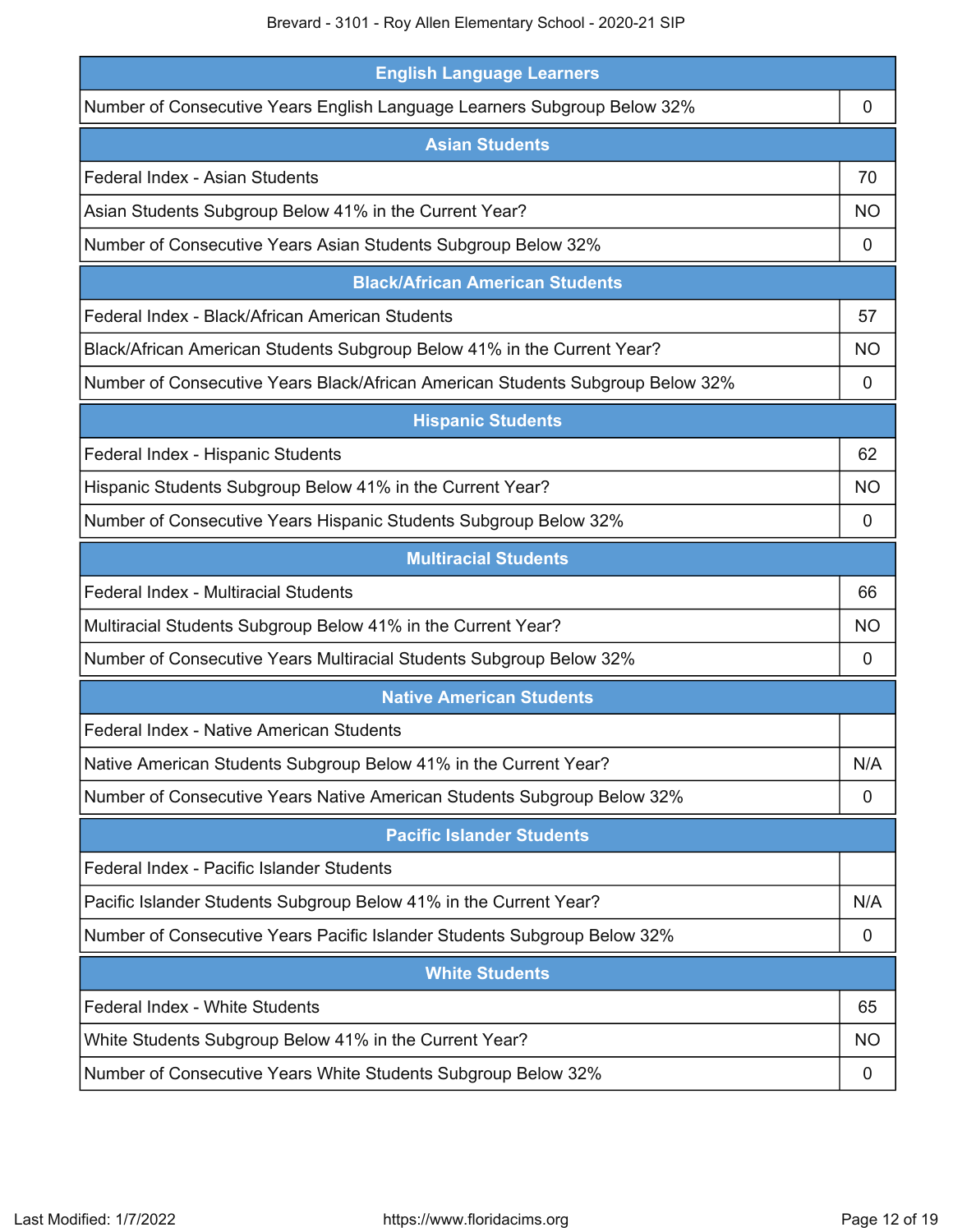| English Language Learners | |
|---|---|
| Number of Consecutive Years English Language Learners Subgroup Below 32% | 0 |

| Asian Students | |
|---|---|
| Federal Index - Asian Students | 70 |
| Asian Students Subgroup Below 41% in the Current Year? | NO |
| Number of Consecutive Years Asian Students Subgroup Below 32% | 0 |

| Black/African American Students | |
|---|---|
| Federal Index - Black/African American Students | 57 |
| Black/African American Students Subgroup Below 41% in the Current Year? | NO |
| Number of Consecutive Years Black/African American Students Subgroup Below 32% | 0 |

| Hispanic Students | |
|---|---|
| Federal Index - Hispanic Students | 62 |
| Hispanic Students Subgroup Below 41% in the Current Year? | NO |
| Number of Consecutive Years Hispanic Students Subgroup Below 32% | 0 |

| Multiracial Students | |
|---|---|
| Federal Index - Multiracial Students | 66 |
| Multiracial Students Subgroup Below 41% in the Current Year? | NO |
| Number of Consecutive Years Multiracial Students Subgroup Below 32% | 0 |

| Native American Students | |
|---|---|
| Federal Index - Native American Students | |
| Native American Students Subgroup Below 41% in the Current Year? | N/A |
| Number of Consecutive Years Native American Students Subgroup Below 32% | 0 |

| Pacific Islander Students | |
|---|---|
| Federal Index - Pacific Islander Students | |
| Pacific Islander Students Subgroup Below 41% in the Current Year? | N/A |
| Number of Consecutive Years Pacific Islander Students Subgroup Below 32% | 0 |

| White Students | |
|---|---|
| Federal Index - White Students | 65 |
| White Students Subgroup Below 41% in the Current Year? | NO |
| Number of Consecutive Years White Students Subgroup Below 32% | 0 |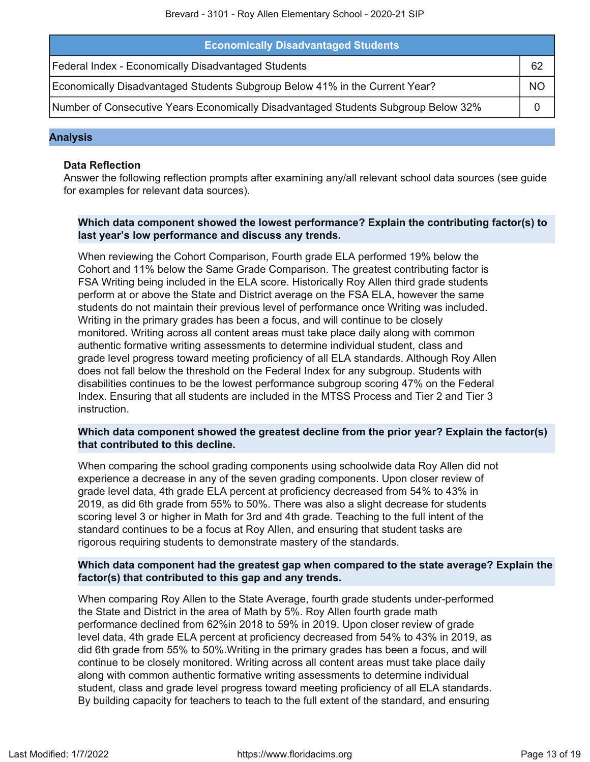| Economically Disadvantaged Students | |
|---|---|
| Federal Index - Economically Disadvantaged Students | 62 |
| Economically Disadvantaged Students Subgroup Below 41% in the Current Year? | NO |
| Number of Consecutive Years Economically Disadvantaged Students Subgroup Below 32% | 0 |

## Analysis

### Data Reflection

Answer the following reflection prompts after examining any/all relevant school data sources (see guide for examples for relevant data sources).

**Which data component showed the lowest performance? Explain the contributing factor(s) to last year's low performance and discuss any trends.**

When reviewing the Cohort Comparison, Fourth grade ELA performed 19% below the Cohort and 11% below the Same Grade Comparison. The greatest contributing factor is FSA Writing being included in the ELA score. Historically Roy Allen third grade students perform at or above the State and District average on the FSA ELA, however the same students do not maintain their previous level of performance once Writing was included. Writing in the primary grades has been a focus, and will continue to be closely monitored. Writing across all content areas must take place daily along with common authentic formative writing assessments to determine individual student, class and grade level progress toward meeting proficiency of all ELA standards. Although Roy Allen does not fall below the threshold on the Federal Index for any subgroup. Students with disabilities continues to be the lowest performance subgroup scoring 47% on the Federal Index. Ensuring that all students are included in the MTSS Process and Tier 2 and Tier 3 instruction.

**Which data component showed the greatest decline from the prior year? Explain the factor(s) that contributed to this decline.**

When comparing the school grading components using schoolwide data Roy Allen did not experience a decrease in any of the seven grading components. Upon closer review of grade level data, 4th grade ELA percent at proficiency decreased from 54% to 43% in 2019, as did 6th grade from 55% to 50%. There was also a slight decrease for students scoring level 3 or higher in Math for 3rd and 4th grade. Teaching to the full intent of the standard continues to be a focus at Roy Allen, and ensuring that student tasks are rigorous requiring students to demonstrate mastery of the standards.

**Which data component had the greatest gap when compared to the state average? Explain the factor(s) that contributed to this gap and any trends.**

When comparing Roy Allen to the State Average, fourth grade students under-performed the State and District in the area of Math by 5%. Roy Allen fourth grade math performance declined from 62%in 2018 to 59% in 2019. Upon closer review of grade level data, 4th grade ELA percent at proficiency decreased from 54% to 43% in 2019, as did 6th grade from 55% to 50%.Writing in the primary grades has been a focus, and will continue to be closely monitored. Writing across all content areas must take place daily along with common authentic formative writing assessments to determine individual student, class and grade level progress toward meeting proficiency of all ELA standards. By building capacity for teachers to teach to the full extent of the standard, and ensuring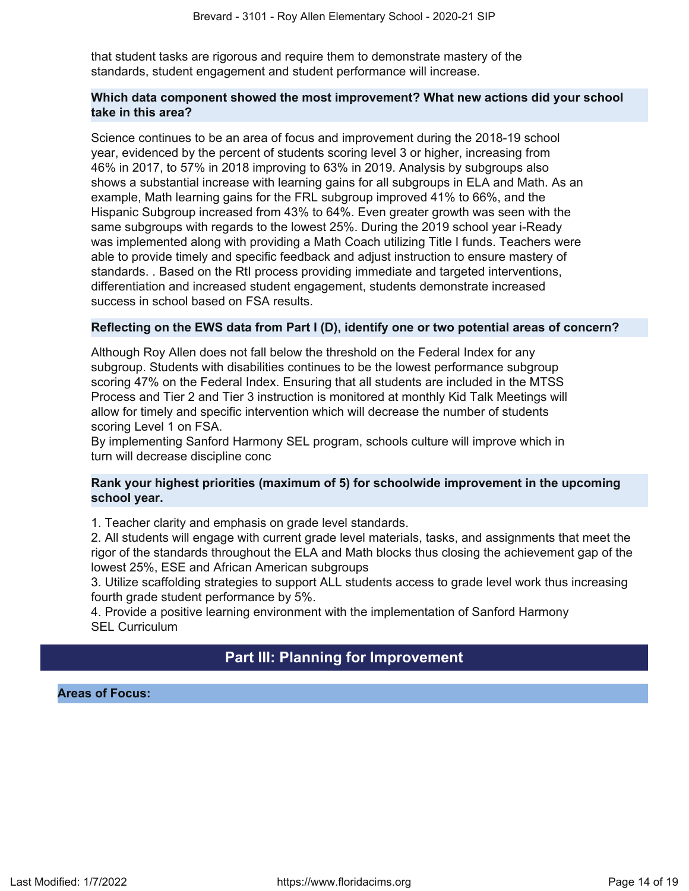that student tasks are rigorous and require them to demonstrate mastery of the standards, student engagement and student performance will increase.

**Which data component showed the most improvement? What new actions did your school take in this area?**

Science continues to be an area of focus and improvement during the 2018-19 school year, evidenced by the percent of students scoring level 3 or higher, increasing from 46% in 2017, to 57% in 2018 improving to 63% in 2019. Analysis by subgroups also shows a substantial increase with learning gains for all subgroups in ELA and Math. As an example, Math learning gains for the FRL subgroup improved 41% to 66%, and the Hispanic Subgroup increased from 43% to 64%. Even greater growth was seen with the same subgroups with regards to the lowest 25%. During the 2019 school year i-Ready was implemented along with providing a Math Coach utilizing Title I funds. Teachers were able to provide timely and specific feedback and adjust instruction to ensure mastery of standards. . Based on the RtI process providing immediate and targeted interventions, differentiation and increased student engagement, students demonstrate increased success in school based on FSA results.

**Reflecting on the EWS data from Part I (D), identify one or two potential areas of concern?**

Although Roy Allen does not fall below the threshold on the Federal Index for any subgroup. Students with disabilities continues to be the lowest performance subgroup scoring 47% on the Federal Index. Ensuring that all students are included in the MTSS Process and Tier 2 and Tier 3 instruction is monitored at monthly Kid Talk Meetings will allow for timely and specific intervention which will decrease the number of students scoring Level 1 on FSA.
By implementing Sanford Harmony SEL program, schools culture will improve which in turn will decrease discipline conc

**Rank your highest priorities (maximum of 5) for schoolwide improvement in the upcoming school year.**

1. Teacher clarity and emphasis on grade level standards.
2. All students will engage with current grade level materials, tasks, and assignments that meet the rigor of the standards throughout the ELA and Math blocks thus closing the achievement gap of the lowest 25%, ESE and African American subgroups
3. Utilize scaffolding strategies to support ALL students access to grade level work thus increasing fourth grade student performance by 5%.
4. Provide a positive learning environment with the implementation of Sanford Harmony SEL Curriculum

## Part III: Planning for Improvement

**Areas of Focus:**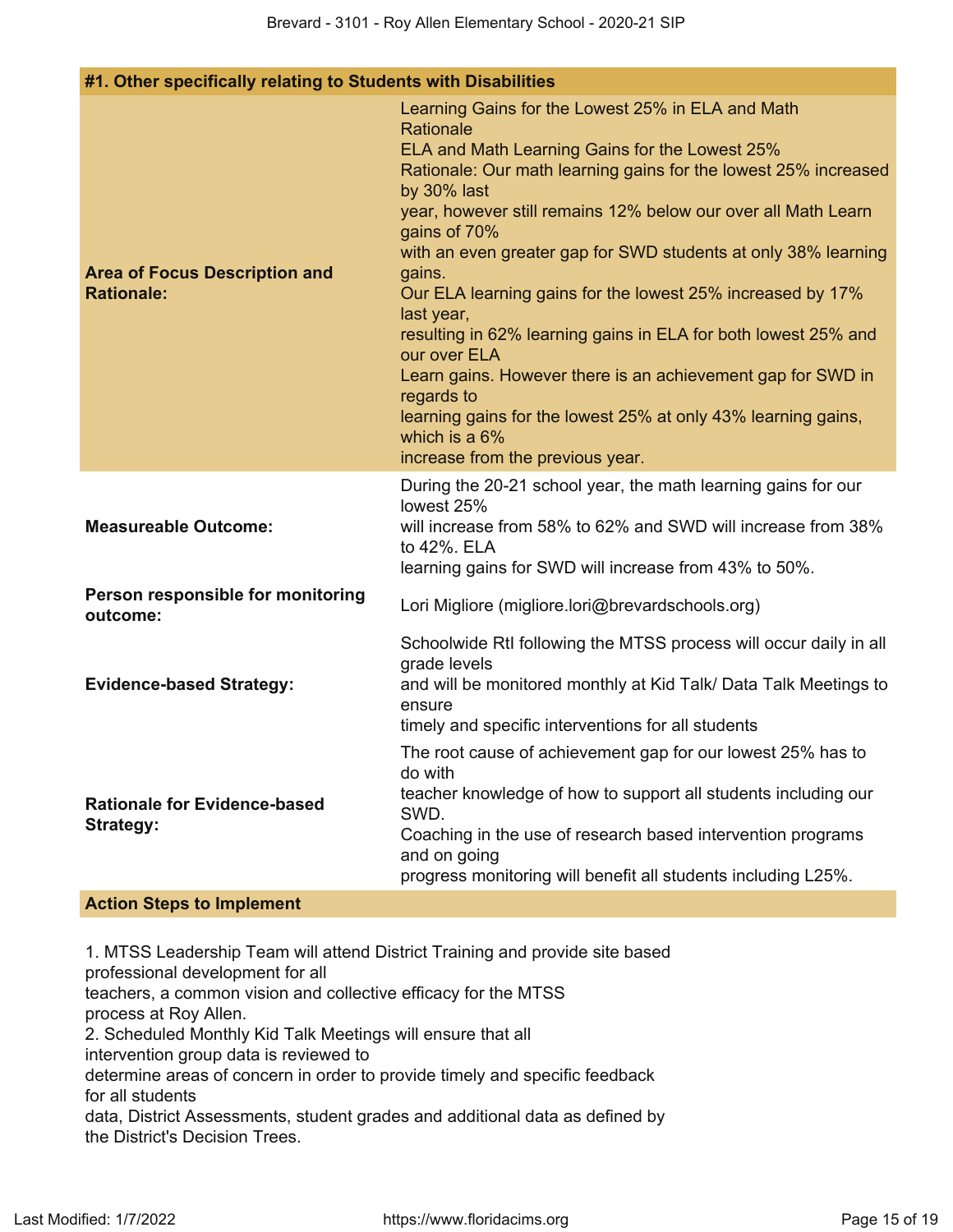| #1. Other specifically relating to Students with Disabilities | |
|---|---|
| **Area of Focus Description and Rationale:** | Learning Gains for the Lowest 25% in ELA and Math<br>Rationale<br>ELA and Math Learning Gains for the Lowest 25%<br>Rationale: Our math learning gains for the lowest 25% increased by 30% last<br>year, however still remains 12% below our over all Math Learn gains of 70%<br>with an even greater gap for SWD students at only 38% learning gains.<br>Our ELA learning gains for the lowest 25% increased by 17% last year,<br>resulting in 62% learning gains in ELA for both lowest 25% and our over ELA<br>Learn gains. However there is an achievement gap for SWD in regards to<br>learning gains for the lowest 25% at only 43% learning gains, which is a 6%<br>increase from the previous year. |
| **Measureable Outcome:** | During the 20-21 school year, the math learning gains for our lowest 25%<br>will increase from 58% to 62% and SWD will increase from 38% to 42%. ELA<br>learning gains for SWD will increase from 43% to 50%. |
| **Person responsible for monitoring outcome:** | Lori Migliore (migliore.lori@brevardschools.org) |
| **Evidence-based Strategy:** | Schoolwide RtI following the MTSS process will occur daily in all grade levels<br>and will be monitored monthly at Kid Talk/ Data Talk Meetings to ensure<br>timely and specific interventions for all students |
| **Rationale for Evidence-based Strategy:** | The root cause of achievement gap for our lowest 25% has to do with<br>teacher knowledge of how to support all students including our SWD.<br>Coaching in the use of research based intervention programs and on going<br>progress monitoring will benefit all students including L25%. |

**Action Steps to Implement**

1. MTSS Leadership Team will attend District Training and provide site based professional development for all
teachers, a common vision and collective efficacy for the MTSS process at Roy Allen.
2. Scheduled Monthly Kid Talk Meetings will ensure that all intervention group data is reviewed to
determine areas of concern in order to provide timely and specific feedback for all students
data, District Assessments, student grades and additional data as defined by the District's Decision Trees.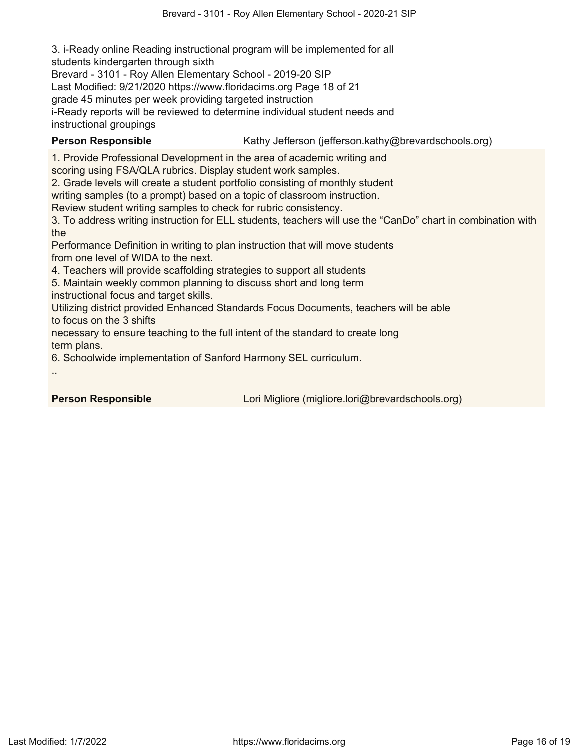3. i-Ready online Reading instructional program will be implemented for all students kindergarten through sixth

Brevard - 3101 - Roy Allen Elementary School - 2019-20 SIP

Last Modified: 9/21/2020 https://www.floridacims.org Page 18 of 21

grade 45 minutes per week providing targeted instruction

i-Ready reports will be reviewed to determine individual student needs and instructional groupings

**Person Responsible** Kathy Jefferson (jefferson.kathy@brevardschools.org)

1. Provide Professional Development in the area of academic writing and scoring using FSA/QLA rubrics. Display student work samples.
2. Grade levels will create a student portfolio consisting of monthly student writing samples (to a prompt) based on a topic of classroom instruction.
Review student writing samples to check for rubric consistency.
3. To address writing instruction for ELL students, teachers will use the “CanDo” chart in combination with the
Performance Definition in writing to plan instruction that will move students from one level of WIDA to the next.
4. Teachers will provide scaffolding strategies to support all students
5. Maintain weekly common planning to discuss short and long term instructional focus and target skills.
Utilizing district provided Enhanced Standards Focus Documents, teachers will be able to focus on the 3 shifts
necessary to ensure teaching to the full intent of the standard to create long term plans.
6. Schoolwide implementation of Sanford Harmony SEL curriculum.

..

**Person Responsible** Lori Migliore (migliore.lori@brevardschools.org)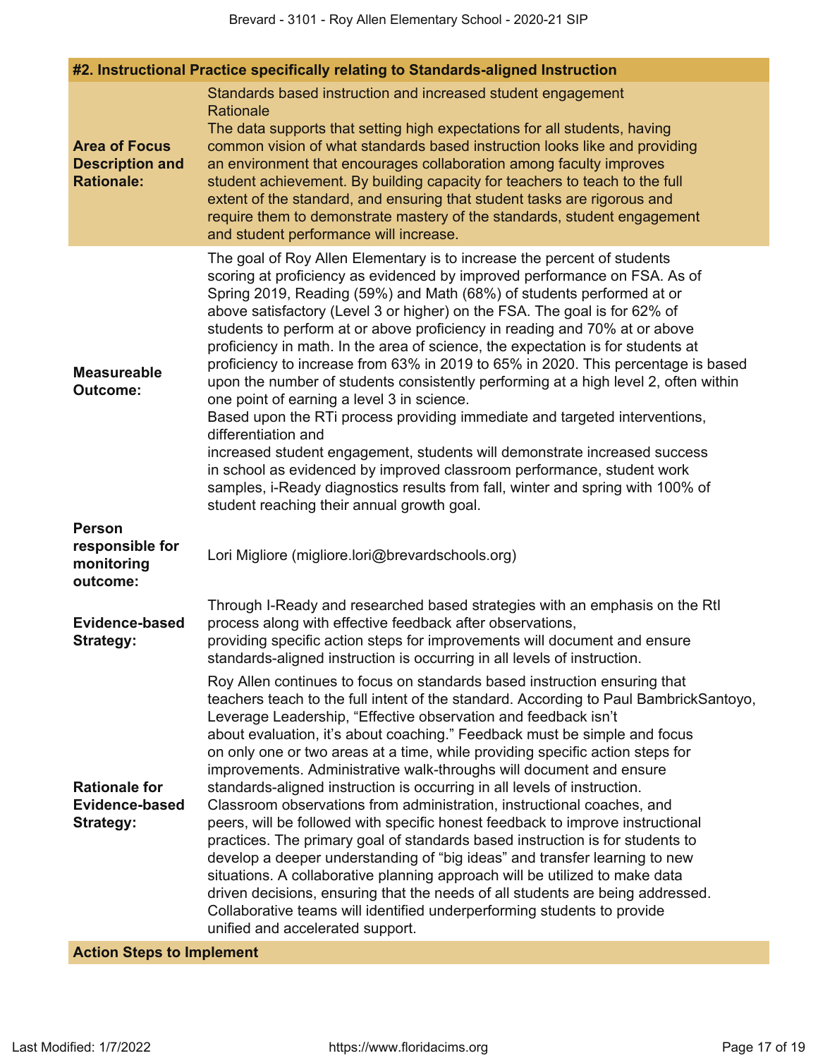## #2. Instructional Practice specifically relating to Standards-aligned Instruction

| | |
|---|---|
| **Area of Focus Description and Rationale:** | Standards based instruction and increased student engagement<br>Rationale<br>The data supports that setting high expectations for all students, having common vision of what standards based instruction looks like and providing an environment that encourages collaboration among faculty improves student achievement. By building capacity for teachers to teach to the full extent of the standard, and ensuring that student tasks are rigorous and require them to demonstrate mastery of the standards, student engagement and student performance will increase. |
| **Measureable Outcome:** | The goal of Roy Allen Elementary is to increase the percent of students scoring at proficiency as evidenced by improved performance on FSA. As of Spring 2019, Reading (59%) and Math (68%) of students performed at or above satisfactory (Level 3 or higher) on the FSA. The goal is for 62% of students to perform at or above proficiency in reading and 70% at or above proficiency in math. In the area of science, the expectation is for students at proficiency to increase from 63% in 2019 to 65% in 2020. This percentage is based upon the number of students consistently performing at a high level 2, often within one point of earning a level 3 in science.<br>Based upon the RTi process providing immediate and targeted interventions, differentiation and<br>increased student engagement, students will demonstrate increased success in school as evidenced by improved classroom performance, student work samples, i-Ready diagnostics results from fall, winter and spring with 100% of student reaching their annual growth goal. |
| **Person responsible for monitoring outcome:** | Lori Migliore (migliore.lori@brevardschools.org) |
| **Evidence-based Strategy:** | Through I-Ready and researched based strategies with an emphasis on the RtI process along with effective feedback after observations,<br>providing specific action steps for improvements will document and ensure standards-aligned instruction is occurring in all levels of instruction. |
| **Rationale for Evidence-based Strategy:** | Roy Allen continues to focus on standards based instruction ensuring that teachers teach to the full intent of the standard. According to Paul BambrickSantoyo, Leverage Leadership, "Effective observation and feedback isn't about evaluation, it's about coaching." Feedback must be simple and focus on only one or two areas at a time, while providing specific action steps for improvements. Administrative walk-throughs will document and ensure standards-aligned instruction is occurring in all levels of instruction. Classroom observations from administration, instructional coaches, and peers, will be followed with specific honest feedback to improve instructional practices. The primary goal of standards based instruction is for students to develop a deeper understanding of "big ideas" and transfer learning to new situations. A collaborative planning approach will be utilized to make data driven decisions, ensuring that the needs of all students are being addressed. Collaborative teams will identified underperforming students to provide unified and accelerated support. |

**Action Steps to Implement**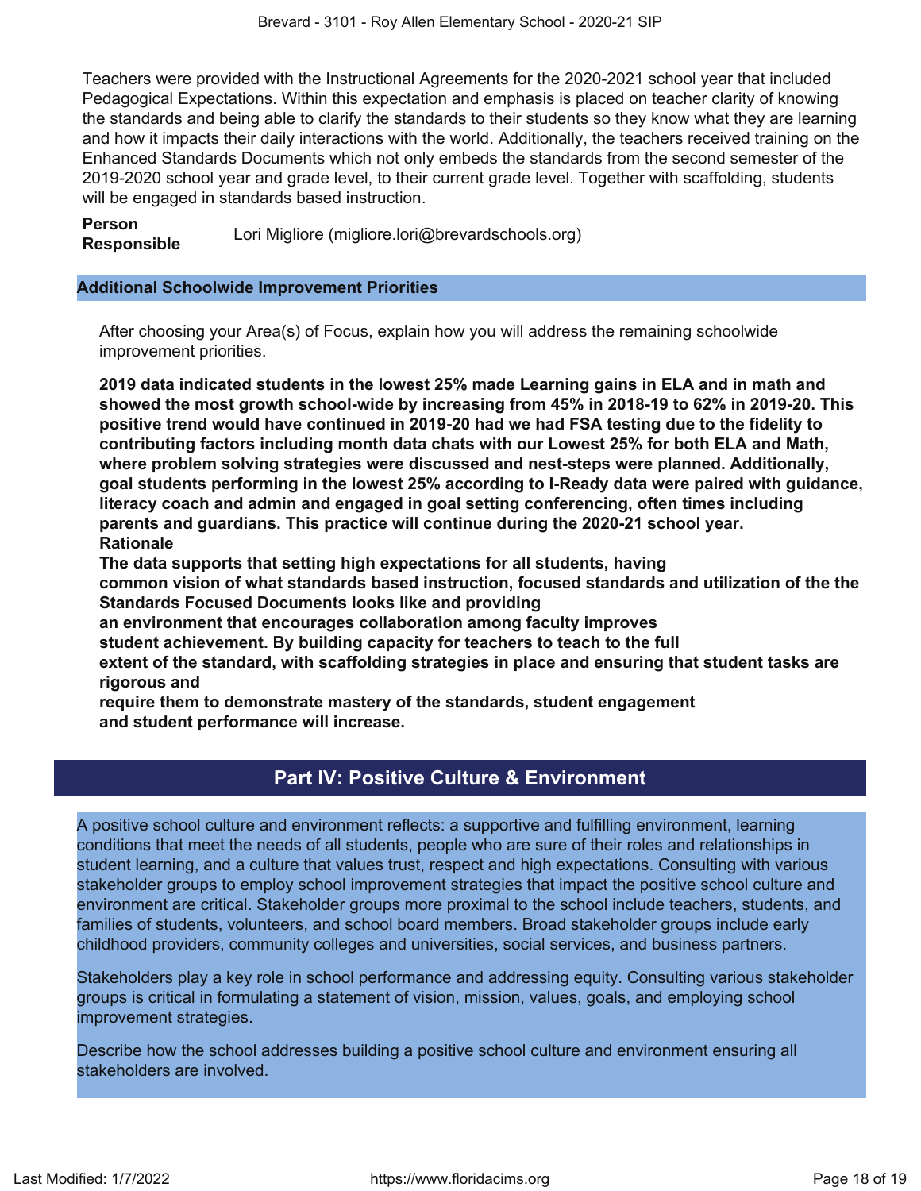Teachers were provided with the Instructional Agreements for the 2020-2021 school year that included Pedagogical Expectations. Within this expectation and emphasis is placed on teacher clarity of knowing the standards and being able to clarify the standards to their students so they know what they are learning and how it impacts their daily interactions with the world. Additionally, the teachers received training on the Enhanced Standards Documents which not only embeds the standards from the second semester of the 2019-2020 school year and grade level, to their current grade level. Together with scaffolding, students will be engaged in standards based instruction.

**Person Responsible** Lori Migliore (migliore.lori@brevardschools.org)

### Additional Schoolwide Improvement Priorities

After choosing your Area(s) of Focus, explain how you will address the remaining schoolwide improvement priorities.

**2019 data indicated students in the lowest 25% made Learning gains in ELA and in math and showed the most growth school-wide by increasing from 45% in 2018-19 to 62% in 2019-20. This positive trend would have continued in 2019-20 had we had FSA testing due to the fidelity to contributing factors including month data chats with our Lowest 25% for both ELA and Math, where problem solving strategies were discussed and nest-steps were planned. Additionally, goal students performing in the lowest 25% according to I-Ready data were paired with guidance, literacy coach and admin and engaged in goal setting conferencing, often times including parents and guardians. This practice will continue during the 2020-21 school year.**
**Rationale**
**The data supports that setting high expectations for all students, having common vision of what standards based instruction, focused standards and utilization of the the Standards Focused Documents looks like and providing an environment that encourages collaboration among faculty improves student achievement. By building capacity for teachers to teach to the full extent of the standard, with scaffolding strategies in place and ensuring that student tasks are rigorous and require them to demonstrate mastery of the standards, student engagement and student performance will increase.**

## Part IV: Positive Culture & Environment

A positive school culture and environment reflects: a supportive and fulfilling environment, learning conditions that meet the needs of all students, people who are sure of their roles and relationships in student learning, and a culture that values trust, respect and high expectations. Consulting with various stakeholder groups to employ school improvement strategies that impact the positive school culture and environment are critical. Stakeholder groups more proximal to the school include teachers, students, and families of students, volunteers, and school board members. Broad stakeholder groups include early childhood providers, community colleges and universities, social services, and business partners.

Stakeholders play a key role in school performance and addressing equity. Consulting various stakeholder groups is critical in formulating a statement of vision, mission, values, goals, and employing school improvement strategies.

Describe how the school addresses building a positive school culture and environment ensuring all stakeholders are involved.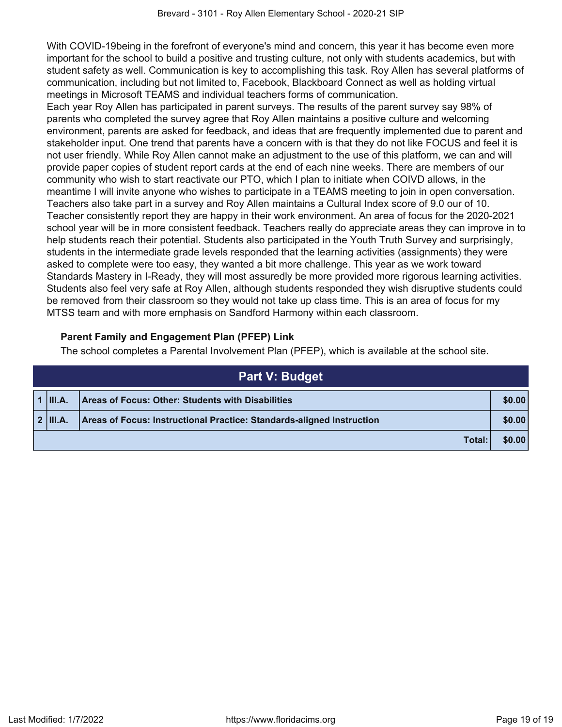With COVID-19being in the forefront of everyone's mind and concern, this year it has become even more important for the school to build a positive and trusting culture, not only with students academics, but with student safety as well. Communication is key to accomplishing this task. Roy Allen has several platforms of communication, including but not limited to, Facebook, Blackboard Connect as well as holding virtual meetings in Microsoft TEAMS and individual teachers forms of communication.
Each year Roy Allen has participated in parent surveys. The results of the parent survey say 98% of parents who completed the survey agree that Roy Allen maintains a positive culture and welcoming environment, parents are asked for feedback, and ideas that are frequently implemented due to parent and stakeholder input. One trend that parents have a concern with is that they do not like FOCUS and feel it is not user friendly. While Roy Allen cannot make an adjustment to the use of this platform, we can and will provide paper copies of student report cards at the end of each nine weeks. There are members of our community who wish to start reactivate our PTO, which I plan to initiate when COIVD allows, in the meantime I will invite anyone who wishes to participate in a TEAMS meeting to join in open conversation. Teachers also take part in a survey and Roy Allen maintains a Cultural Index score of 9.0 our of 10. Teacher consistently report they are happy in their work environment. An area of focus for the 2020-2021 school year will be in more consistent feedback. Teachers really do appreciate areas they can improve in to help students reach their potential. Students also participated in the Youth Truth Survey and surprisingly, students in the intermediate grade levels responded that the learning activities (assignments) they were asked to complete were too easy, they wanted a bit more challenge. This year as we work toward Standards Mastery in I-Ready, they will most assuredly be more provided more rigorous learning activities. Students also feel very safe at Roy Allen, although students responded they wish disruptive students could be removed from their classroom so they would not take up class time. This is an area of focus for my MTSS team and with more emphasis on Sandford Harmony within each classroom.

### Parent Family and Engagement Plan (PFEP) Link

The school completes a Parental Involvement Plan (PFEP), which is available at the school site.

## Part V: Budget

| | | | |
|---|---|---|---|
| 1 | III.A. | **Areas of Focus: Other: Students with Disabilities** | **$0.00** |
| 2 | III.A. | **Areas of Focus: Instructional Practice: Standards-aligned Instruction** | **$0.00** |
| | | **Total:** | **$0.00** |